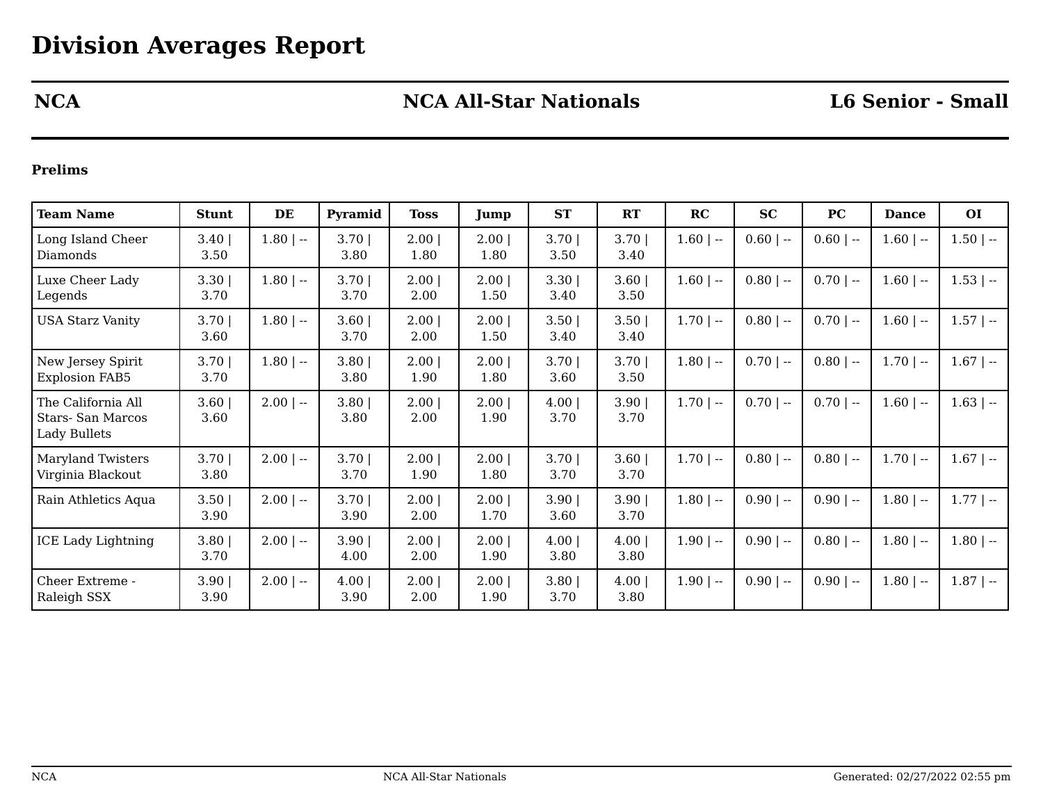# Division Averages Report

| NCA | NCA All-Star Nationals | L6 Senior - Small |
|---|---|---|

**Prelims**

| Team Name | Stunt | DE | Pyramid | Toss | Jump | ST | RT | RC | SC | PC | Dance | OI |
|---|---|---|---|---|---|---|---|---|---|---|---|---|
| Long Island Cheer Diamonds | 3.40 \| 3.50 | 1.80 \| -- | 3.70 \| 3.80 | 2.00 \| 1.80 | 2.00 \| 1.80 | 3.70 \| 3.50 | 3.70 \| 3.40 | 1.60 \| -- | 0.60 \| -- | 0.60 \| -- | 1.60 \| -- | 1.50 \| -- |
| Luxe Cheer Lady Legends | 3.30 \| 3.70 | 1.80 \| -- | 3.70 \| 3.70 | 2.00 \| 2.00 | 2.00 \| 1.50 | 3.30 \| 3.40 | 3.60 \| 3.50 | 1.60 \| -- | 0.80 \| -- | 0.70 \| -- | 1.60 \| -- | 1.53 \| -- |
| USA Starz Vanity | 3.70 \| 3.60 | 1.80 \| -- | 3.60 \| 3.70 | 2.00 \| 2.00 | 2.00 \| 1.50 | 3.50 \| 3.40 | 3.50 \| 3.40 | 1.70 \| -- | 0.80 \| -- | 0.70 \| -- | 1.60 \| -- | 1.57 \| -- |
| New Jersey Spirit Explosion FAB5 | 3.70 \| 3.70 | 1.80 \| -- | 3.80 \| 3.80 | 2.00 \| 1.90 | 2.00 \| 1.80 | 3.70 \| 3.60 | 3.70 \| 3.50 | 1.80 \| -- | 0.70 \| -- | 0.80 \| -- | 1.70 \| -- | 1.67 \| -- |
| The California All Stars- San Marcos Lady Bullets | 3.60 \| 3.60 | 2.00 \| -- | 3.80 \| 3.80 | 2.00 \| 2.00 | 2.00 \| 1.90 | 4.00 \| 3.70 | 3.90 \| 3.70 | 1.70 \| -- | 0.70 \| -- | 0.70 \| -- | 1.60 \| -- | 1.63 \| -- |
| Maryland Twisters Virginia Blackout | 3.70 \| 3.80 | 2.00 \| -- | 3.70 \| 3.70 | 2.00 \| 1.90 | 2.00 \| 1.80 | 3.70 \| 3.70 | 3.60 \| 3.70 | 1.70 \| -- | 0.80 \| -- | 0.80 \| -- | 1.70 \| -- | 1.67 \| -- |
| Rain Athletics Aqua | 3.50 \| 3.90 | 2.00 \| -- | 3.70 \| 3.90 | 2.00 \| 2.00 | 2.00 \| 1.70 | 3.90 \| 3.60 | 3.90 \| 3.70 | 1.80 \| -- | 0.90 \| -- | 0.90 \| -- | 1.80 \| -- | 1.77 \| -- |
| ICE Lady Lightning | 3.80 \| 3.70 | 2.00 \| -- | 3.90 \| 4.00 | 2.00 \| 2.00 | 2.00 \| 1.90 | 4.00 \| 3.80 | 4.00 \| 3.80 | 1.90 \| -- | 0.90 \| -- | 0.80 \| -- | 1.80 \| -- | 1.80 \| -- |
| Cheer Extreme - Raleigh SSX | 3.90 \| 3.90 | 2.00 \| -- | 4.00 \| 3.90 | 2.00 \| 2.00 | 2.00 \| 1.90 | 3.80 \| 3.70 | 4.00 \| 3.80 | 1.90 \| -- | 0.90 \| -- | 0.90 \| -- | 1.80 \| -- | 1.87 \| -- |

Generated: 02/27/2022 02:55 pm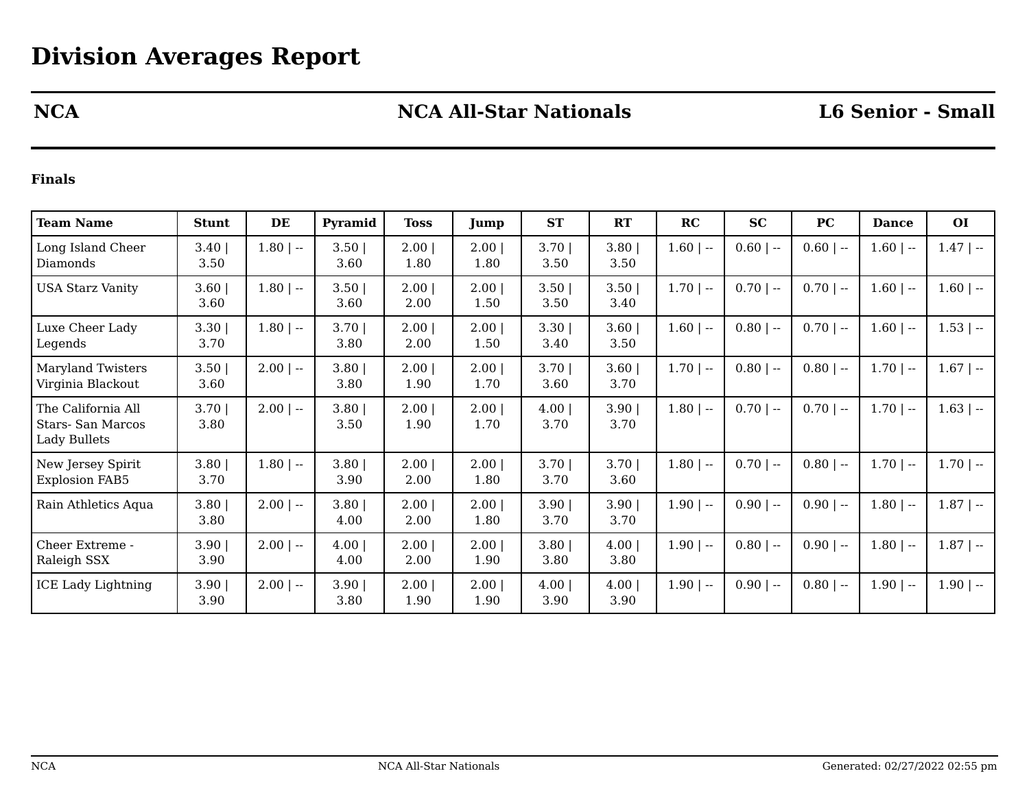# Division Averages Report

| NCA | NCA All-Star Nationals | L6 Senior - Small |
|---|---|---|

**Finals**

| Team Name | Stunt | DE | Pyramid | Toss | Jump | ST | RT | RC | SC | PC | Dance | OI |
|---|---|---|---|---|---|---|---|---|---|---|---|---|
| Long Island Cheer Diamonds | 3.40 \| 3.50 | 1.80 \| -- | 3.50 \| 3.60 | 2.00 \| 1.80 | 2.00 \| 1.80 | 3.70 \| 3.50 | 3.80 \| 3.50 | 1.60 \| -- | 0.60 \| -- | 0.60 \| -- | 1.60 \| -- | 1.47 \| -- |
| USA Starz Vanity | 3.60 \| 3.60 | 1.80 \| -- | 3.50 \| 3.60 | 2.00 \| 2.00 | 2.00 \| 1.50 | 3.50 \| 3.50 | 3.50 \| 3.40 | 1.70 \| -- | 0.70 \| -- | 0.70 \| -- | 1.60 \| -- | 1.60 \| -- |
| Luxe Cheer Lady Legends | 3.30 \| 3.70 | 1.80 \| -- | 3.70 \| 3.80 | 2.00 \| 2.00 | 2.00 \| 1.50 | 3.30 \| 3.40 | 3.60 \| 3.50 | 1.60 \| -- | 0.80 \| -- | 0.70 \| -- | 1.60 \| -- | 1.53 \| -- |
| Maryland Twisters Virginia Blackout | 3.50 \| 3.60 | 2.00 \| -- | 3.80 \| 3.80 | 2.00 \| 1.90 | 2.00 \| 1.70 | 3.70 \| 3.60 | 3.60 \| 3.70 | 1.70 \| -- | 0.80 \| -- | 0.80 \| -- | 1.70 \| -- | 1.67 \| -- |
| The California All Stars- San Marcos Lady Bullets | 3.70 \| 3.80 | 2.00 \| -- | 3.80 \| 3.50 | 2.00 \| 1.90 | 2.00 \| 1.70 | 4.00 \| 3.70 | 3.90 \| 3.70 | 1.80 \| -- | 0.70 \| -- | 0.70 \| -- | 1.70 \| -- | 1.63 \| -- |
| New Jersey Spirit Explosion FAB5 | 3.80 \| 3.70 | 1.80 \| -- | 3.80 \| 3.90 | 2.00 \| 2.00 | 2.00 \| 1.80 | 3.70 \| 3.70 | 3.70 \| 3.60 | 1.80 \| -- | 0.70 \| -- | 0.80 \| -- | 1.70 \| -- | 1.70 \| -- |
| Rain Athletics Aqua | 3.80 \| 3.80 | 2.00 \| -- | 3.80 \| 4.00 | 2.00 \| 2.00 | 2.00 \| 1.80 | 3.90 \| 3.70 | 3.90 \| 3.70 | 1.90 \| -- | 0.90 \| -- | 0.90 \| -- | 1.80 \| -- | 1.87 \| -- |
| Cheer Extreme - Raleigh SSX | 3.90 \| 3.90 | 2.00 \| -- | 4.00 \| 4.00 | 2.00 \| 2.00 | 2.00 \| 1.90 | 3.80 \| 3.80 | 4.00 \| 3.80 | 1.90 \| -- | 0.80 \| -- | 0.90 \| -- | 1.80 \| -- | 1.87 \| -- |
| ICE Lady Lightning | 3.90 \| 3.90 | 2.00 \| -- | 3.90 \| 3.80 | 2.00 \| 1.90 | 2.00 \| 1.90 | 4.00 \| 3.90 | 4.00 \| 3.90 | 1.90 \| -- | 0.90 \| -- | 0.80 \| -- | 1.90 \| -- | 1.90 \| -- |